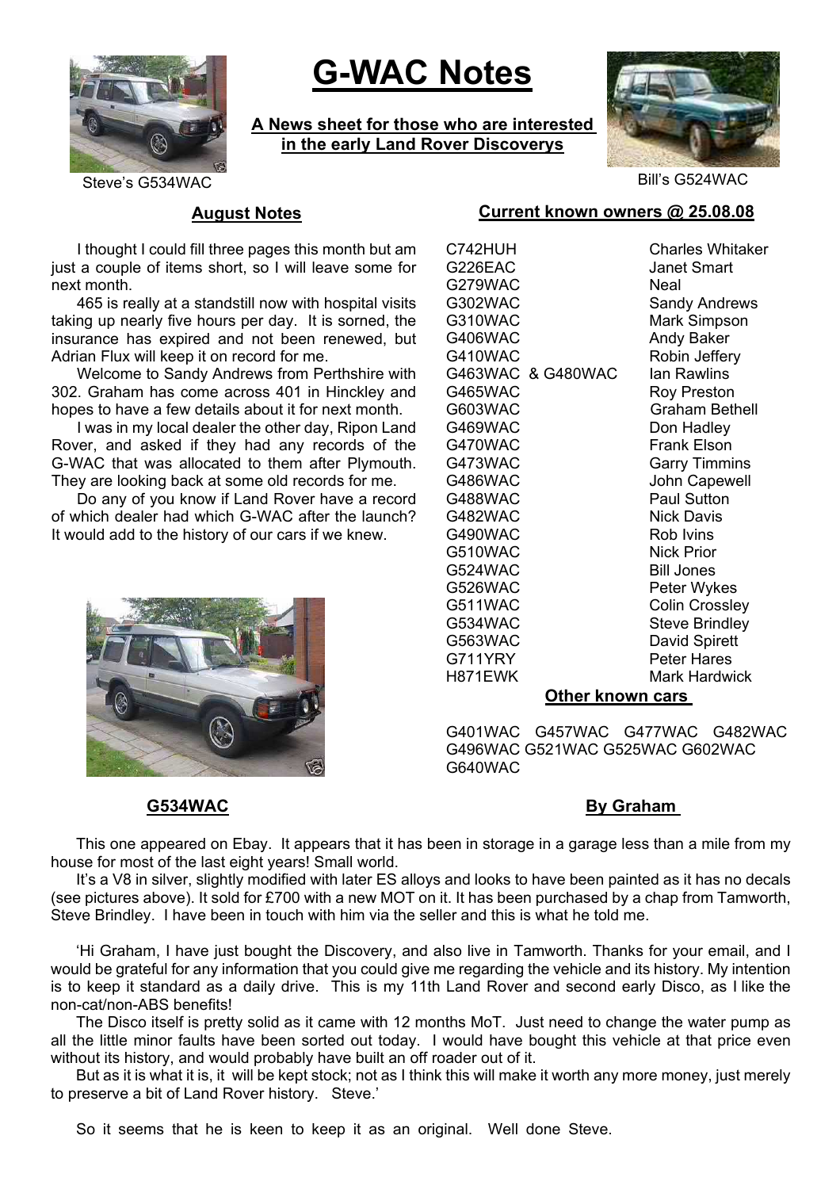# G-WAC Notes

**A News sheet for those who are interested in the early Land Rover Discoverys**

Steve's G534WAC

Bill's G524WAC

## August Notes

I thought I could fill three pages this month but am just a couple of items short, so I will leave some for next month.

465 is really at a standstill now with hospital visits taking up nearly five hours per day. It is sorned, the insurance has expired and not been renewed, but Adrian Flux will keep it on record for me.

Welcome to Sandy Andrews from Perthshire with 302. Graham has come across 401 in Hinckley and hopes to have a few details about it for next month.

I was in my local dealer the other day, Ripon Land Rover, and asked if they had any records of the G-WAC that was allocated to them after Plymouth. They are looking back at some old records for me.

Do any of you know if Land Rover have a record of which dealer had which G-WAC after the launch? It would add to the history of our cars if we knew.

## Current known owners @ 25.08.08

| Registration | Owner |
|---|---|
| C742HUH | Charles Whitaker |
| G226EAC | Janet Smart |
| G279WAC | Neal |
| G302WAC | Sandy Andrews |
| G310WAC | Mark Simpson |
| G406WAC | Andy Baker |
| G410WAC | Robin Jeffery |
| G463WAC & G480WAC | Ian Rawlins |
| G465WAC | Roy Preston |
| G603WAC | Graham Bethell |
| G469WAC | Don Hadley |
| G470WAC | Frank Elson |
| G473WAC | Garry Timmins |
| G486WAC | John Capewell |
| G488WAC | Paul Sutton |
| G482WAC | Nick Davis |
| G490WAC | Rob Ivins |
| G510WAC | Nick Prior |
| G524WAC | Bill Jones |
| G526WAC | Peter Wykes |
| G511WAC | Colin Crossley |
| G534WAC | Steve Brindley |
| G563WAC | David Spirett |
| G711YRY | Peter Hares |
| H871EWK | Mark Hardwick |

## Other known cars

G401WAC G457WAC G477WAC G482WAC G496WAC G521WAC G525WAC G602WAC G640WAC

## G534WAC

**By Graham**

This one appeared on Ebay. It appears that it has been in storage in a garage less than a mile from my house for most of the last eight years! Small world.

It's a V8 in silver, slightly modified with later ES alloys and looks to have been painted as it has no decals (see pictures above). It sold for £700 with a new MOT on it. It has been purchased by a chap from Tamworth, Steve Brindley. I have been in touch with him via the seller and this is what he told me.

'Hi Graham, I have just bought the Discovery, and also live in Tamworth. Thanks for your email, and I would be grateful for any information that you could give me regarding the vehicle and its history. My intention is to keep it standard as a daily drive. This is my 11th Land Rover and second early Disco, as I like the non-cat/non-ABS benefits!

The Disco itself is pretty solid as it came with 12 months MoT. Just need to change the water pump as all the little minor faults have been sorted out today. I would have bought this vehicle at that price even without its history, and would probably have built an off roader out of it.

But as it is what it is, it will be kept stock; not as I think this will make it worth any more money, just merely to preserve a bit of Land Rover history. Steve.'

So it seems that he is keen to keep it as an original. Well done Steve.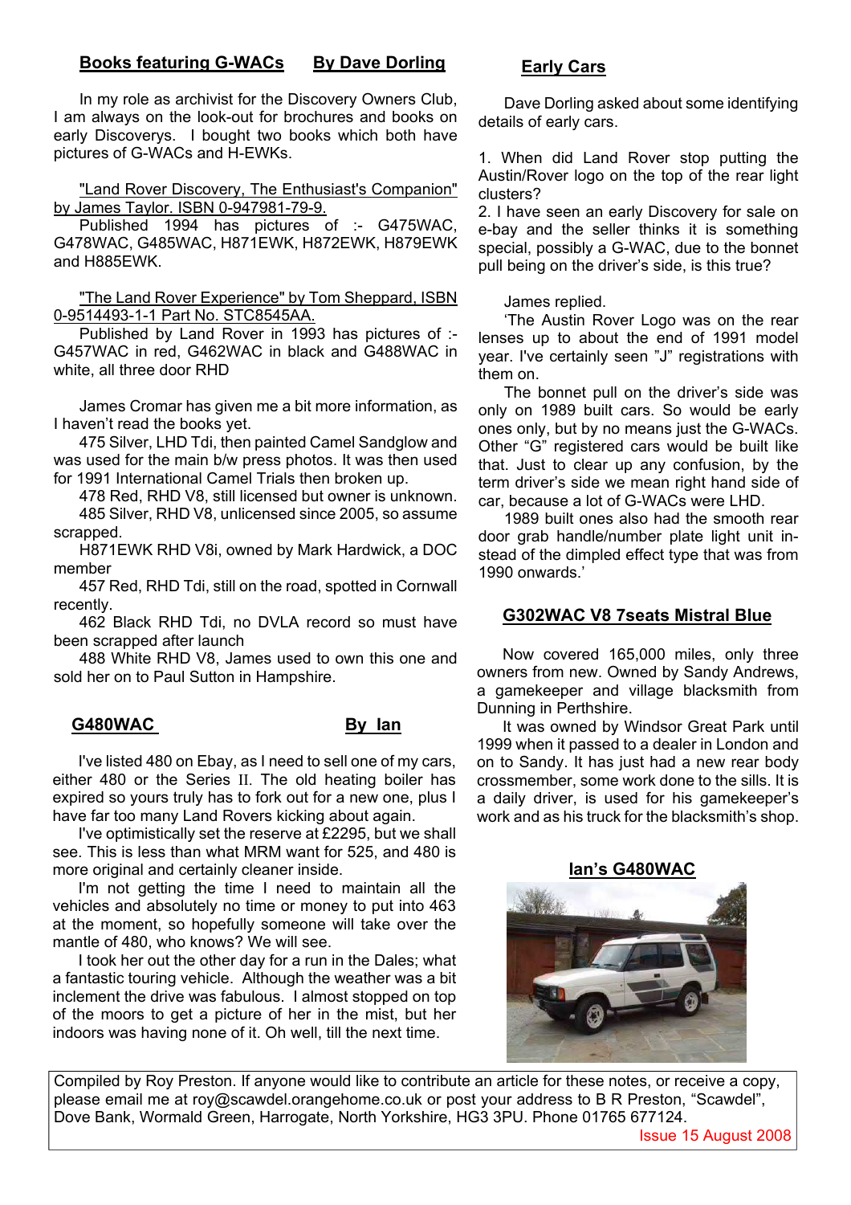## Books featuring G-WACs    By Dave Dorling

In my role as archivist for the Discovery Owners Club, I am always on the look-out for brochures and books on early Discoverys. I bought two books which both have pictures of G-WACs and H-EWKs.

"Land Rover Discovery, The Enthusiast's Companion" by James Taylor. ISBN 0-947981-79-9.

Published 1994 has pictures of :- G475WAC, G478WAC, G485WAC, H871EWK, H872EWK, H879EWK and H885EWK.

"The Land Rover Experience" by Tom Sheppard, ISBN 0-9514493-1-1 Part No. STC8545AA.

Published by Land Rover in 1993 has pictures of :- G457WAC in red, G462WAC in black and G488WAC in white, all three door RHD

James Cromar has given me a bit more information, as I haven't read the books yet.

475 Silver, LHD Tdi, then painted Camel Sandglow and was used for the main b/w press photos. It was then used for 1991 International Camel Trials then broken up.

478 Red, RHD V8, still licensed but owner is unknown.

485 Silver, RHD V8, unlicensed since 2005, so assume scrapped.

H871EWK RHD V8i, owned by Mark Hardwick, a DOC member

457 Red, RHD Tdi, still on the road, spotted in Cornwall recently.

462 Black RHD Tdi, no DVLA record so must have been scrapped after launch

488 White RHD V8, James used to own this one and sold her on to Paul Sutton in Hampshire.

## G480WAC    By Ian

I've listed 480 on Ebay, as I need to sell one of my cars, either 480 or the Series II. The old heating boiler has expired so yours truly has to fork out for a new one, plus I have far too many Land Rovers kicking about again.

I've optimistically set the reserve at £2295, but we shall see. This is less than what MRM want for 525, and 480 is more original and certainly cleaner inside.

I'm not getting the time I need to maintain all the vehicles and absolutely no time or money to put into 463 at the moment, so hopefully someone will take over the mantle of 480, who knows? We will see.

I took her out the other day for a run in the Dales; what a fantastic touring vehicle. Although the weather was a bit inclement the drive was fabulous. I almost stopped on top of the moors to get a picture of her in the mist, but her indoors was having none of it. Oh well, till the next time.

## Early Cars

Dave Dorling asked about some identifying details of early cars.

1. When did Land Rover stop putting the Austin/Rover logo on the top of the rear light clusters?
2. I have seen an early Discovery for sale on e-bay and the seller thinks it is something special, possibly a G-WAC, due to the bonnet pull being on the driver's side, is this true?

James replied.

'The Austin Rover Logo was on the rear lenses up to about the end of 1991 model year. I've certainly seen "J" registrations with them on.

The bonnet pull on the driver's side was only on 1989 built cars. So would be early ones only, but by no means just the G-WACs. Other "G" registered cars would be built like that. Just to clear up any confusion, by the term driver's side we mean right hand side of car, because a lot of G-WACs were LHD.

1989 built ones also had the smooth rear door grab handle/number plate light unit instead of the dimpled effect type that was from 1990 onwards.'

## G302WAC V8 7seats Mistral Blue

Now covered 165,000 miles, only three owners from new. Owned by Sandy Andrews, a gamekeeper and village blacksmith from Dunning in Perthshire.

It was owned by Windsor Great Park until 1999 when it passed to a dealer in London and on to Sandy. It has just had a new rear body crossmember, some work done to the sills. It is a daily driver, is used for his gamekeeper's work and as his truck for the blacksmith's shop.

**Ian's G480WAC**

Compiled by Roy Preston. If anyone would like to contribute an article for these notes, or receive a copy, please email me at roy@scawdel.orangehome.co.uk or post your address to B R Preston, "Scawdel", Dove Bank, Wormald Green, Harrogate, North Yorkshire, HG3 3PU. Phone 01765 677124.

Issue 15 August 2008